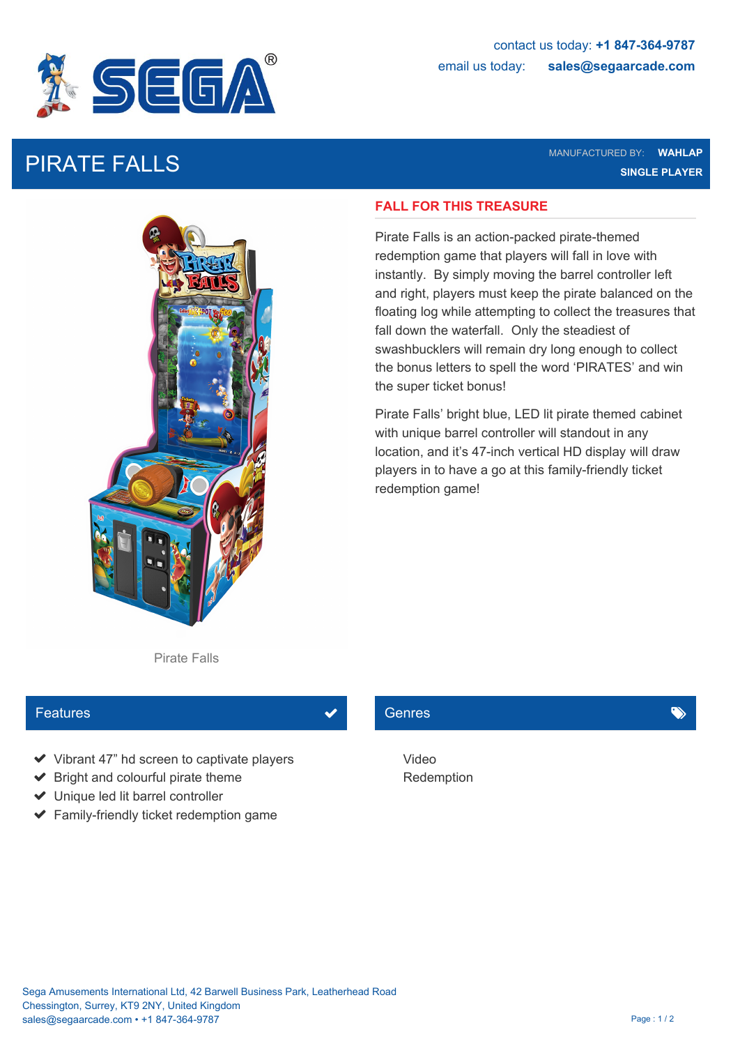contact us today: **+1 847-364-9787**

email us today: **sales@segaarcade.com**

# PIRATE FALLS

MANUFACTURED BY: **WAHLAP**

**SINGLE PLAYER**

Pirate Falls

## FALL FOR THIS TREASURE

Pirate Falls is an action-packed pirate-themed redemption game that players will fall in love with instantly. By simply moving the barrel controller left and right, players must keep the pirate balanced on the floating log while attempting to collect the treasures that fall down the waterfall. Only the steadiest of swashbucklers will remain dry long enough to collect the bonus letters to spell the word 'PIRATES' and win the super ticket bonus!

Pirate Falls' bright blue, LED lit pirate themed cabinet with unique barrel controller will standout in any location, and it's 47-inch vertical HD display will draw players in to have a go at this family-friendly ticket redemption game!

## Features

- Vibrant 47" hd screen to captivate players
- Bright and colourful pirate theme
- Unique led lit barrel controller
- Family-friendly ticket redemption game

## Genres

Video

Redemption

Sega Amusements International Ltd, 42 Barwell Business Park, Leatherhead Road
Chessington, Surrey, KT9 2NY, United Kingdom
sales@segaarcade.com • +1 847-364-9787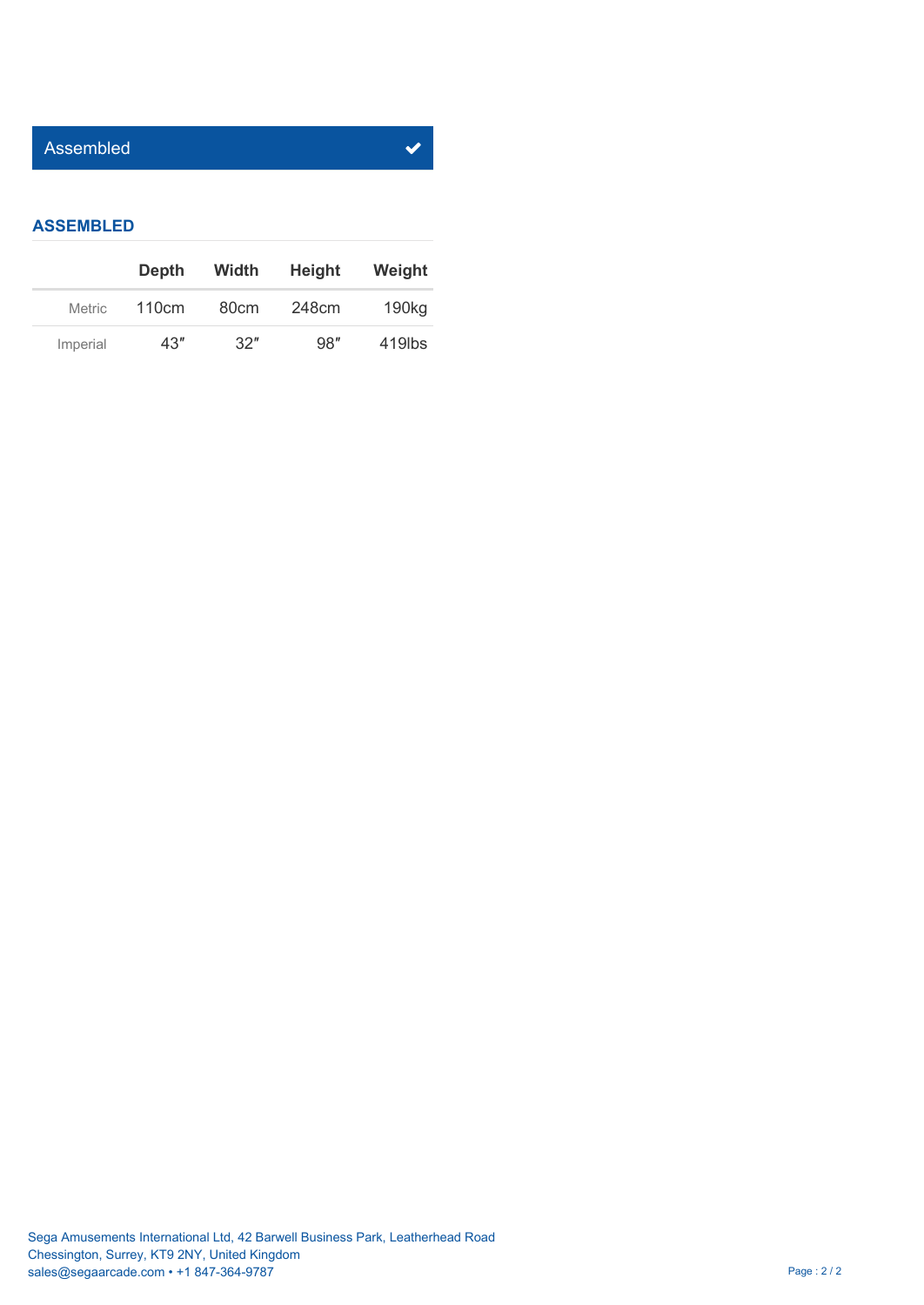Assembled ✔

## ASSEMBLED

| | Depth | Width | Height | Weight |
|---|---|---|---|---|
| Metric | 110cm | 80cm | 248cm | 190kg |
| Imperial | 43″ | 32″ | 98″ | 419lbs |

Sega Amusements International Ltd, 42 Barwell Business Park, Leatherhead Road
Chessington, Surrey, KT9 2NY, United Kingdom
sales@segaarcade.com • +1 847-364-9787